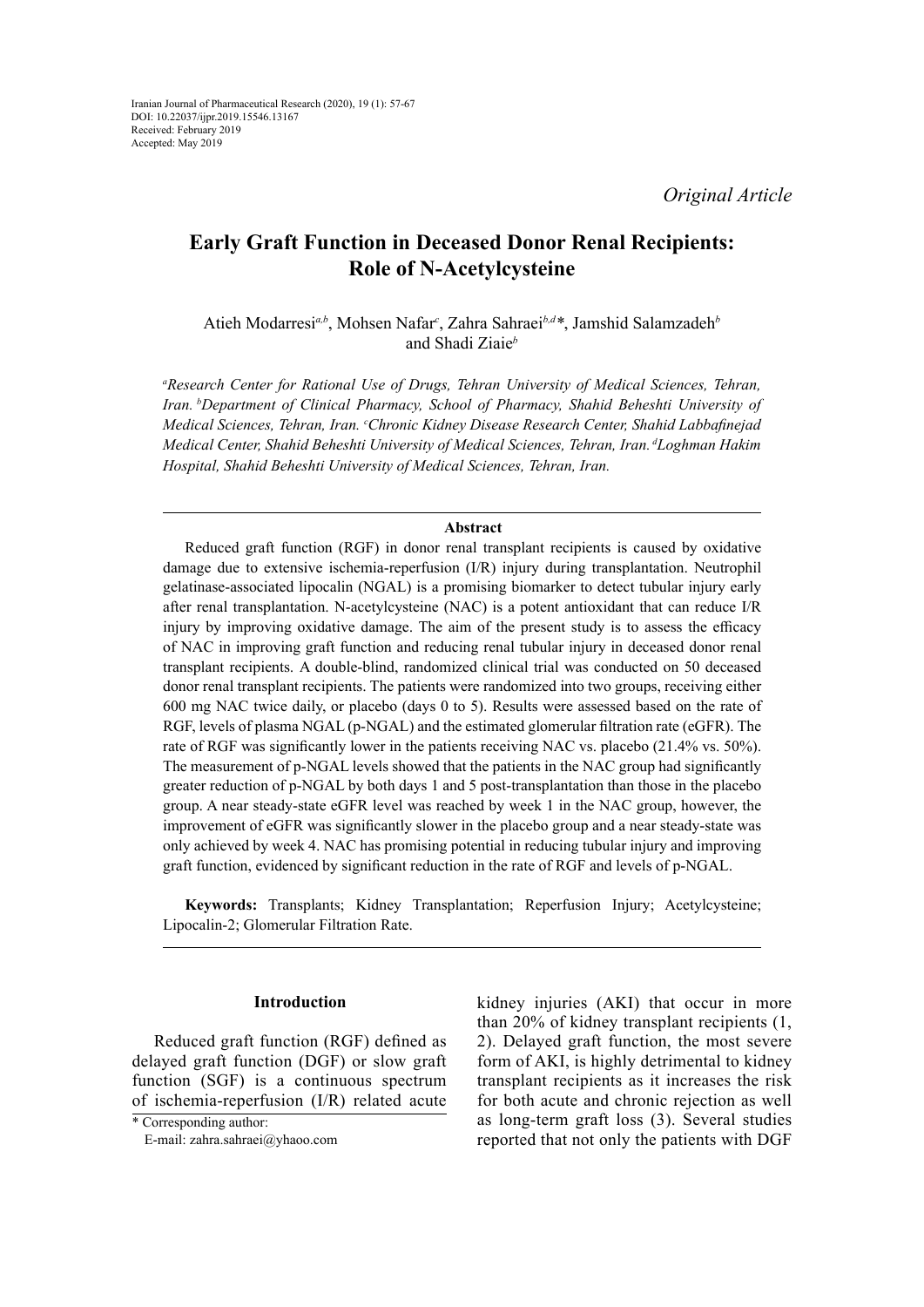Iranian Journal of Pharmaceutical Research (2020), 19 (1): 57-67
DOI: 10.22037/ijpr.2019.15546.13167
Received: February 2019
Accepted: May 2019

*Original Article*

# Early Graft Function in Deceased Donor Renal Recipients: Role of N-Acetylcysteine

Atieh Modarresi[a,b], Mohsen Nafar[c], Zahra Sahraei[b,d]*, Jamshid Salamzadeh[b] and Shadi Ziaie[b]

*[a]Research Center for Rational Use of Drugs, Tehran University of Medical Sciences, Tehran, Iran. [b]Department of Clinical Pharmacy, School of Pharmacy, Shahid Beheshti University of Medical Sciences, Tehran, Iran. [c]Chronic Kidney Disease Research Center, Shahid Labbafinejad Medical Center, Shahid Beheshti University of Medical Sciences, Tehran, Iran. [d]Loghman Hakim Hospital, Shahid Beheshti University of Medical Sciences, Tehran, Iran.*

## Abstract

Reduced graft function (RGF) in donor renal transplant recipients is caused by oxidative damage due to extensive ischemia-reperfusion (I/R) injury during transplantation. Neutrophil gelatinase-associated lipocalin (NGAL) is a promising biomarker to detect tubular injury early after renal transplantation. N-acetylcysteine (NAC) is a potent antioxidant that can reduce I/R injury by improving oxidative damage. The aim of the present study is to assess the efficacy of NAC in improving graft function and reducing renal tubular injury in deceased donor renal transplant recipients. A double-blind, randomized clinical trial was conducted on 50 deceased donor renal transplant recipients. The patients were randomized into two groups, receiving either 600 mg NAC twice daily, or placebo (days 0 to 5). Results were assessed based on the rate of RGF, levels of plasma NGAL (p-NGAL) and the estimated glomerular filtration rate (eGFR). The rate of RGF was significantly lower in the patients receiving NAC vs. placebo (21.4% vs. 50%). The measurement of p-NGAL levels showed that the patients in the NAC group had significantly greater reduction of p-NGAL by both days 1 and 5 post-transplantation than those in the placebo group. A near steady-state eGFR level was reached by week 1 in the NAC group, however, the improvement of eGFR was significantly slower in the placebo group and a near steady-state was only achieved by week 4. NAC has promising potential in reducing tubular injury and improving graft function, evidenced by significant reduction in the rate of RGF and levels of p-NGAL.

**Keywords:** Transplants; Kidney Transplantation; Reperfusion Injury; Acetylcysteine; Lipocalin-2; Glomerular Filtration Rate.

## Introduction

Reduced graft function (RGF) defined as delayed graft function (DGF) or slow graft function (SGF) is a continuous spectrum of ischemia-reperfusion (I/R) related acute kidney injuries (AKI) that occur in more than 20% of kidney transplant recipients (1, 2). Delayed graft function, the most severe form of AKI, is highly detrimental to kidney transplant recipients as it increases the risk for both acute and chronic rejection as well as long-term graft loss (3). Several studies reported that not only the patients with DGF

\* Corresponding author:
E-mail: zahra.sahraei@yhaoo.com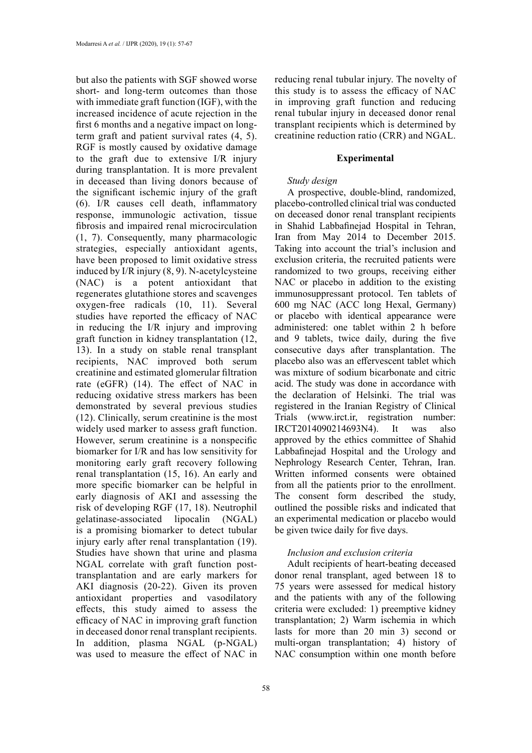but also the patients with SGF showed worse short- and long-term outcomes than those with immediate graft function (IGF), with the increased incidence of acute rejection in the first 6 months and a negative impact on long-term graft and patient survival rates (4, 5). RGF is mostly caused by oxidative damage to the graft due to extensive I/R injury during transplantation. It is more prevalent in deceased than living donors because of the significant ischemic injury of the graft (6). I/R causes cell death, inflammatory response, immunologic activation, tissue fibrosis and impaired renal microcirculation (1, 7). Consequently, many pharmacologic strategies, especially antioxidant agents, have been proposed to limit oxidative stress induced by I/R injury (8, 9). N-acetylcysteine (NAC) is a potent antioxidant that regenerates glutathione stores and scavenges oxygen-free radicals (10, 11). Several studies have reported the efficacy of NAC in reducing the I/R injury and improving graft function in kidney transplantation (12, 13). In a study on stable renal transplant recipients, NAC improved both serum creatinine and estimated glomerular filtration rate (eGFR) (14). The effect of NAC in reducing oxidative stress markers has been demonstrated by several previous studies (12). Clinically, serum creatinine is the most widely used marker to assess graft function. However, serum creatinine is a nonspecific biomarker for I/R and has low sensitivity for monitoring early graft recovery following renal transplantation (15, 16). An early and more specific biomarker can be helpful in early diagnosis of AKI and assessing the risk of developing RGF (17, 18). Neutrophil gelatinase-associated lipocalin (NGAL) is a promising biomarker to detect tubular injury early after renal transplantation (19). Studies have shown that urine and plasma NGAL correlate with graft function post-transplantation and are early markers for AKI diagnosis (20-22). Given its proven antioxidant properties and vasodilatory effects, this study aimed to assess the efficacy of NAC in improving graft function in deceased donor renal transplant recipients. In addition, plasma NGAL (p-NGAL) was used to measure the effect of NAC in reducing renal tubular injury. The novelty of this study is to assess the efficacy of NAC in improving graft function and reducing renal tubular injury in deceased donor renal transplant recipients which is determined by creatinine reduction ratio (CRR) and NGAL.

## Experimental

### *Study design*

A prospective, double-blind, randomized, placebo-controlled clinical trial was conducted on deceased donor renal transplant recipients in Shahid Labbafinejad Hospital in Tehran, Iran from May 2014 to December 2015. Taking into account the trial's inclusion and exclusion criteria, the recruited patients were randomized to two groups, receiving either NAC or placebo in addition to the existing immunosuppressant protocol. Ten tablets of 600 mg NAC (ACC long Hexal, Germany) or placebo with identical appearance were administered: one tablet within 2 h before and 9 tablets, twice daily, during the five consecutive days after transplantation. The placebo also was an effervescent tablet which was mixture of sodium bicarbonate and citric acid. The study was done in accordance with the declaration of Helsinki. The trial was registered in the Iranian Registry of Clinical Trials (www.irct.ir, registration number: IRCT2014090214693N4). It was also approved by the ethics committee of Shahid Labbafinejad Hospital and the Urology and Nephrology Research Center, Tehran, Iran. Written informed consents were obtained from all the patients prior to the enrollment. The consent form described the study, outlined the possible risks and indicated that an experimental medication or placebo would be given twice daily for five days.

### *Inclusion and exclusion criteria*

Adult recipients of heart-beating deceased donor renal transplant, aged between 18 to 75 years were assessed for medical history and the patients with any of the following criteria were excluded: 1) preemptive kidney transplantation; 2) Warm ischemia in which lasts for more than 20 min 3) second or multi-organ transplantation; 4) history of NAC consumption within one month before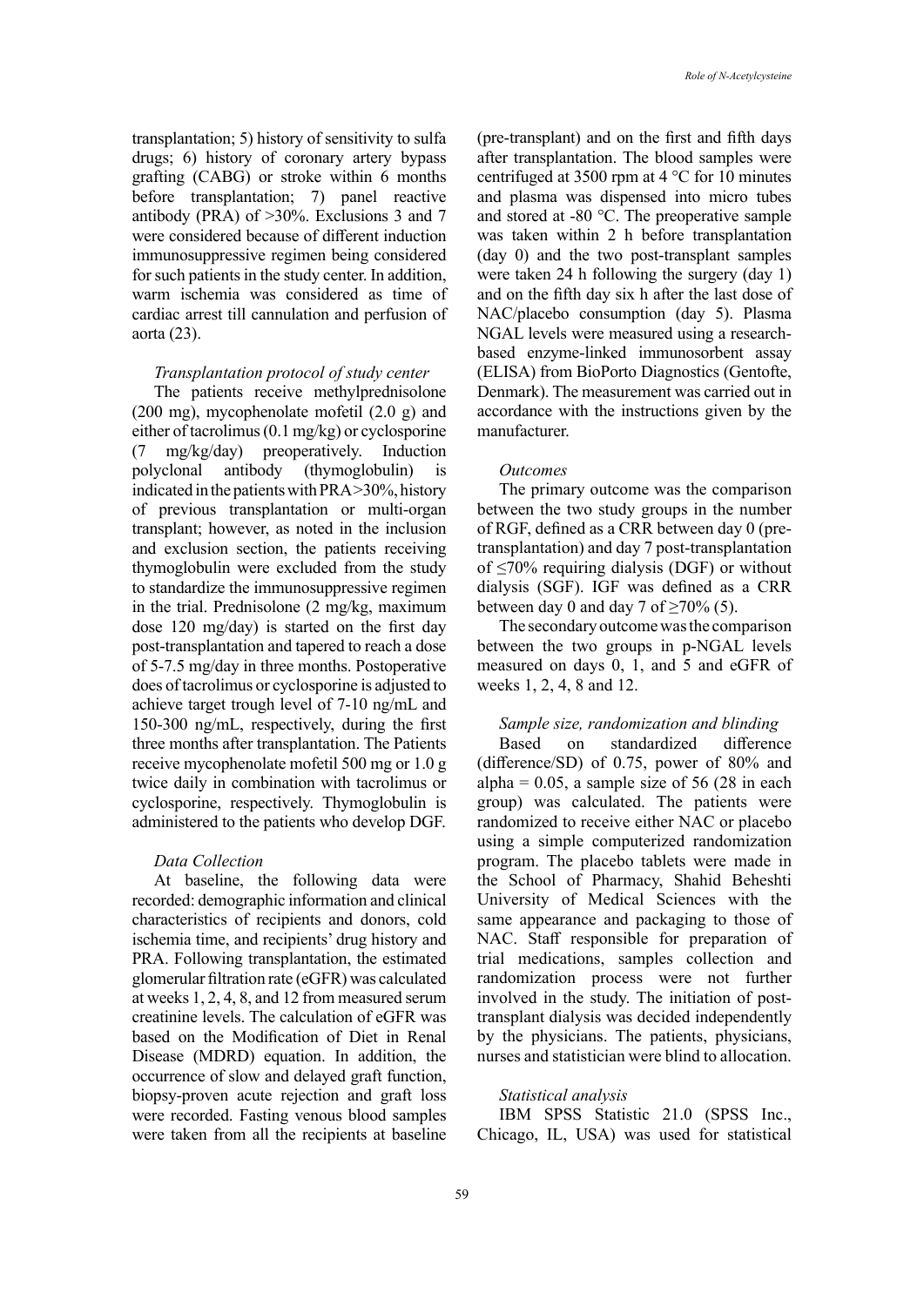transplantation; 5) history of sensitivity to sulfa drugs; 6) history of coronary artery bypass grafting (CABG) or stroke within 6 months before transplantation; 7) panel reactive antibody (PRA) of >30%. Exclusions 3 and 7 were considered because of different induction immunosuppressive regimen being considered for such patients in the study center. In addition, warm ischemia was considered as time of cardiac arrest till cannulation and perfusion of aorta (23).

*Transplantation protocol of study center*

The patients receive methylprednisolone (200 mg), mycophenolate mofetil (2.0 g) and either of tacrolimus (0.1 mg/kg) or cyclosporine (7 mg/kg/day) preoperatively. Induction polyclonal antibody (thymoglobulin) is indicated in the patients with PRA>30%, history of previous transplantation or multi-organ transplant; however, as noted in the inclusion and exclusion section, the patients receiving thymoglobulin were excluded from the study to standardize the immunosuppressive regimen in the trial. Prednisolone (2 mg/kg, maximum dose 120 mg/day) is started on the first day post-transplantation and tapered to reach a dose of 5-7.5 mg/day in three months. Postoperative does of tacrolimus or cyclosporine is adjusted to achieve target trough level of 7-10 ng/mL and 150-300 ng/mL, respectively, during the first three months after transplantation. The Patients receive mycophenolate mofetil 500 mg or 1.0 g twice daily in combination with tacrolimus or cyclosporine, respectively. Thymoglobulin is administered to the patients who develop DGF.

*Data Collection*

At baseline, the following data were recorded: demographic information and clinical characteristics of recipients and donors, cold ischemia time, and recipients' drug history and PRA. Following transplantation, the estimated glomerular filtration rate (eGFR) was calculated at weeks 1, 2, 4, 8, and 12 from measured serum creatinine levels. The calculation of eGFR was based on the Modification of Diet in Renal Disease (MDRD) equation. In addition, the occurrence of slow and delayed graft function, biopsy-proven acute rejection and graft loss were recorded. Fasting venous blood samples were taken from all the recipients at baseline (pre-transplant) and on the first and fifth days after transplantation. The blood samples were centrifuged at 3500 rpm at 4 °C for 10 minutes and plasma was dispensed into micro tubes and stored at -80 °C. The preoperative sample was taken within 2 h before transplantation (day 0) and the two post-transplant samples were taken 24 h following the surgery (day 1) and on the fifth day six h after the last dose of NAC/placebo consumption (day 5). Plasma NGAL levels were measured using a research-based enzyme-linked immunosorbent assay (ELISA) from BioPorto Diagnostics (Gentofte, Denmark). The measurement was carried out in accordance with the instructions given by the manufacturer.

*Outcomes*

The primary outcome was the comparison between the two study groups in the number of RGF, defined as a CRR between day 0 (pre-transplantation) and day 7 post-transplantation of ≤70% requiring dialysis (DGF) or without dialysis (SGF). IGF was defined as a CRR between day 0 and day 7 of ≥70% (5).

The secondary outcome was the comparison between the two groups in p-NGAL levels measured on days 0, 1, and 5 and eGFR of weeks 1, 2, 4, 8 and 12.

*Sample size, randomization and blinding*

Based on standardized difference (difference/SD) of 0.75, power of 80% and alpha = 0.05, a sample size of 56 (28 in each group) was calculated. The patients were randomized to receive either NAC or placebo using a simple computerized randomization program. The placebo tablets were made in the School of Pharmacy, Shahid Beheshti University of Medical Sciences with the same appearance and packaging to those of NAC. Staff responsible for preparation of trial medications, samples collection and randomization process were not further involved in the study. The initiation of post-transplant dialysis was decided independently by the physicians. The patients, physicians, nurses and statistician were blind to allocation.

*Statistical analysis*

IBM SPSS Statistic 21.0 (SPSS Inc., Chicago, IL, USA) was used for statistical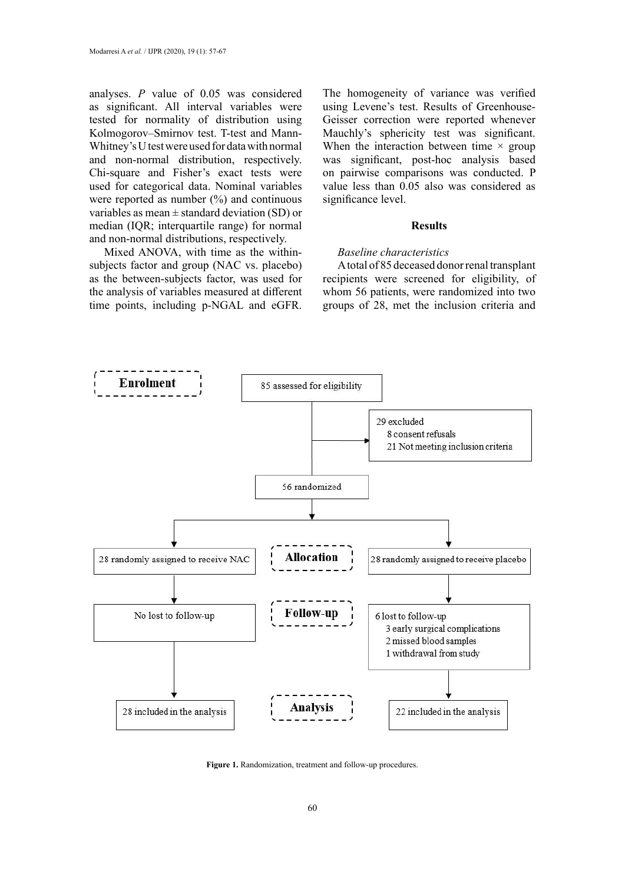analyses. *P* value of 0.05 was considered as significant. All interval variables were tested for normality of distribution using Kolmogorov–Smirnov test. T-test and Mann-Whitney's U test were used for data with normal and non-normal distribution, respectively. Chi-square and Fisher's exact tests were used for categorical data. Nominal variables were reported as number (%) and continuous variables as mean ± standard deviation (SD) or median (IQR; interquartile range) for normal and non-normal distributions, respectively.

Mixed ANOVA, with time as the within-subjects factor and group (NAC vs. placebo) as the between-subjects factor, was used for the analysis of variables measured at different time points, including p-NGAL and eGFR. The homogeneity of variance was verified using Levene's test. Results of Greenhouse-Geisser correction were reported whenever Mauchly's sphericity test was significant. When the interaction between time × group was significant, post-hoc analysis based on pairwise comparisons was conducted. P value less than 0.05 also was considered as significance level.

## Results

*Baseline characteristics*

A total of 85 deceased donor renal transplant recipients were screened for eligibility, of whom 56 patients, were randomized into two groups of 28, met the inclusion criteria and

**Enrolment**

- 85 assessed for eligibility
- 29 excluded
  - 8 consent refusals
  - 21 Not meeting inclusion criteria
- 56 randomized

**Allocation**

- 28 randomly assigned to receive NAC
- 28 randomly assigned to receive placebo

**Follow-up**

- NAC: No lost to follow-up
- Placebo: 6 lost to follow-up
  - 3 early surgical complications
  - 2 missed blood samples
  - 1 withdrawal from study

**Analysis**

- 28 included in the analysis
- 22 included in the analysis

**Figure 1.** Randomization, treatment and follow-up procedures.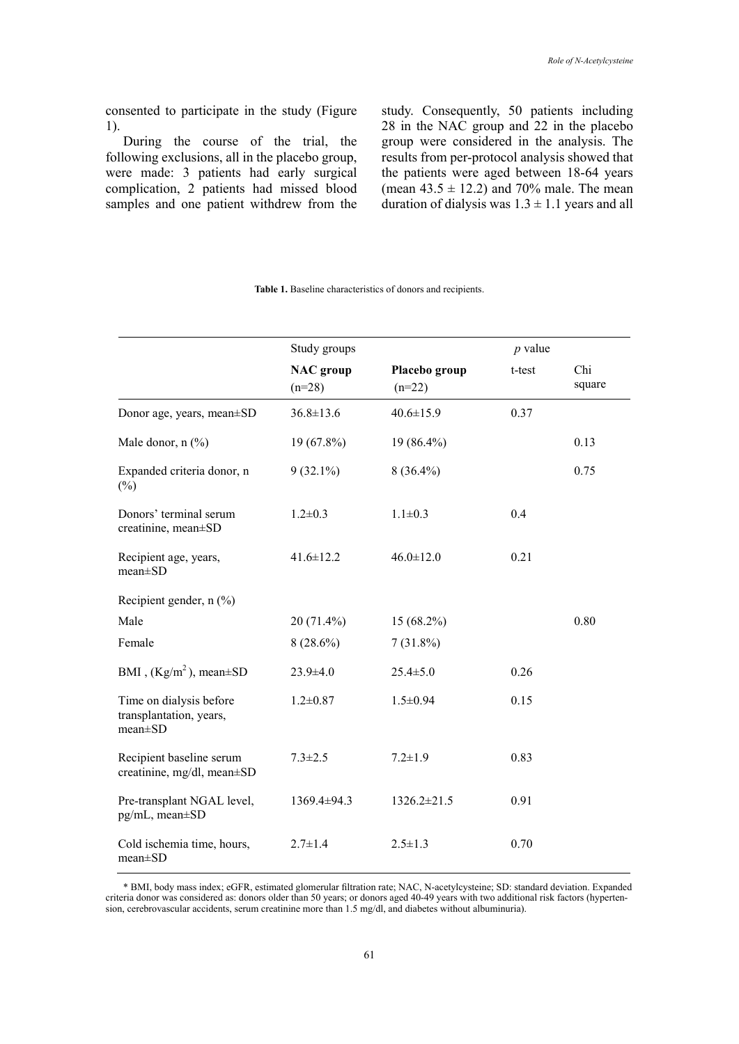consented to participate in the study (Figure 1).

During the course of the trial, the following exclusions, all in the placebo group, were made: 3 patients had early surgical complication, 2 patients had missed blood samples and one patient withdrew from the study. Consequently, 50 patients including 28 in the NAC group and 22 in the placebo group were considered in the analysis. The results from per-protocol analysis showed that the patients were aged between 18-64 years (mean $43.5 \pm 12.2$) and 70% male. The mean duration of dialysis was $1.3 \pm 1.1$ years and all

**Table 1.** Baseline characteristics of donors and recipients.

| | Study groups | | *p* value | |
|---|---|---|---|---|
| | **NAC group** (n=28) | **Placebo group** (n=22) | t-test | Chi square |
| Donor age, years, mean±SD | 36.8±13.6 | 40.6±15.9 | 0.37 | |
| Male donor, n (%) | 19 (67.8%) | 19 (86.4%) | | 0.13 |
| Expanded criteria donor, n (%) | 9 (32.1%) | 8 (36.4%) | | 0.75 |
| Donors' terminal serum creatinine, mean±SD | 1.2±0.3 | 1.1±0.3 | 0.4 | |
| Recipient age, years, mean±SD | 41.6±12.2 | 46.0±12.0 | 0.21 | |
| Recipient gender, n (%) | | | | |
| Male | 20 (71.4%) | 15 (68.2%) | | 0.80 |
| Female | 8 (28.6%) | 7 (31.8%) | | |
| BMI, ($Kg/m^2$), mean±SD | 23.9±4.0 | 25.4±5.0 | 0.26 | |
| Time on dialysis before transplantation, years, mean±SD | 1.2±0.87 | 1.5±0.94 | 0.15 | |
| Recipient baseline serum creatinine, mg/dl, mean±SD | 7.3±2.5 | 7.2±1.9 | 0.83 | |
| Pre-transplant NGAL level, pg/mL, mean±SD | 1369.4±94.3 | 1326.2±21.5 | 0.91 | |
| Cold ischemia time, hours, mean±SD | 2.7±1.4 | 2.5±1.3 | 0.70 | |

\* BMI, body mass index; eGFR, estimated glomerular filtration rate; NAC, N-acetylcysteine; SD: standard deviation. Expanded criteria donor was considered as: donors older than 50 years; or donors aged 40-49 years with two additional risk factors (hypertension, cerebrovascular accidents, serum creatinine more than 1.5 mg/dl, and diabetes without albuminuria).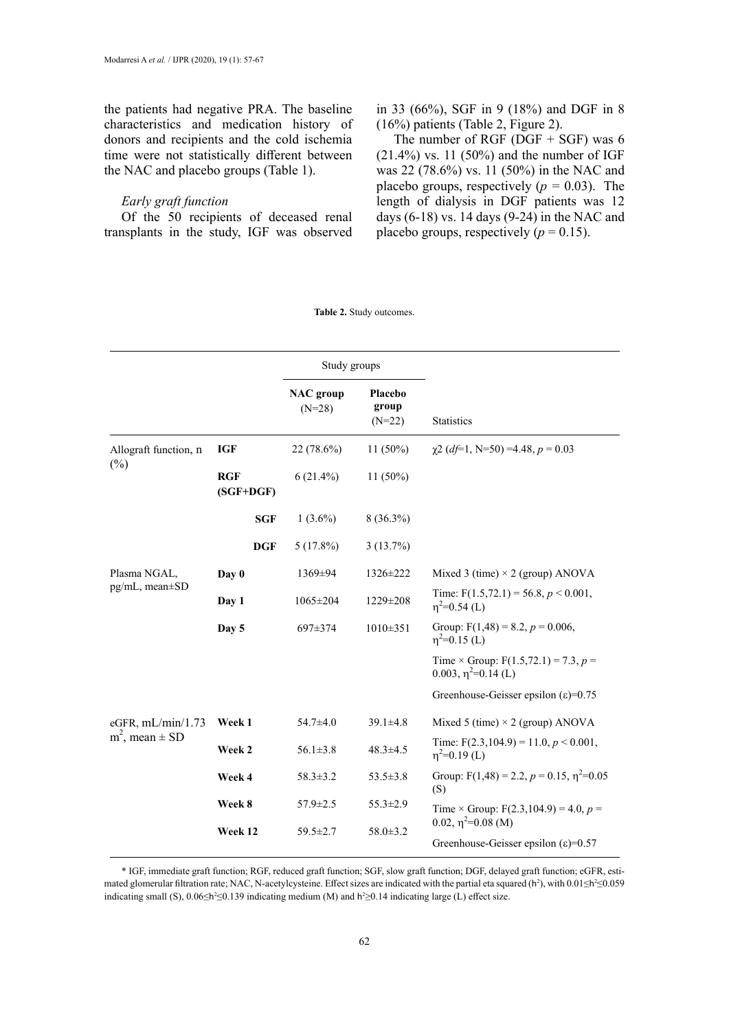the patients had negative PRA. The baseline characteristics and medication history of donors and recipients and the cold ischemia time were not statistically different between the NAC and placebo groups (Table 1).

### *Early graft function*

Of the 50 recipients of deceased renal transplants in the study, IGF was observed in 33 (66%), SGF in 9 (18%) and DGF in 8 (16%) patients (Table 2, Figure 2).

The number of RGF (DGF + SGF) was 6 (21.4%) vs. 11 (50%) and the number of IGF was 22 (78.6%) vs. 11 (50%) in the NAC and placebo groups, respectively ($p$ = 0.03). The length of dialysis in DGF patients was 12 days (6-18) vs. 14 days (9-24) in the NAC and placebo groups, respectively ($p$ = 0.15).

**Table 2.** Study outcomes.

| | | Study groups | | |
|---|---|---|---|---|
| | | **NAC group** (N=28) | **Placebo group** (N=22) | Statistics |
| Allograft function, n (%) | **IGF** | 22 (78.6%) | 11 (50%) | $\chi 2$ ($df$=1, N=50) =4.48, $p$ = 0.03 |
| | **RGF (SGF+DGF)** | 6 (21.4%) | 11 (50%) | |
| | **SGF** | 1 (3.6%) | 8 (36.3%) | |
| | **DGF** | 5 (17.8%) | 3 (13.7%) | |
| Plasma NGAL, pg/mL, mean±SD | **Day 0** | 1369±94 | 1326±222 | Mixed 3 (time) × 2 (group) ANOVA |
| | **Day 1** | 1065±204 | 1229±208 | Time: $F(1.5,72.1) = 56.8$, $p < 0.001$, $\eta^2$=0.54 (L) |
| | **Day 5** | 697±374 | 1010±351 | Group: $F(1,48) = 8.2$, $p = 0.006$, $\eta^2$=0.15 (L) |
| | | | | Time × Group: $F(1.5,72.1) = 7.3$, $p = 0.003$, $\eta^2$=0.14 (L) |
| | | | | Greenhouse-Geisser epsilon ($\varepsilon$)=0.75 |
| eGFR, mL/min/1.73 $m^2$, mean ± SD | **Week 1** | 54.7±4.0 | 39.1±4.8 | Mixed 5 (time) × 2 (group) ANOVA |
| | **Week 2** | 56.1±3.8 | 48.3±4.5 | Time: $F(2.3,104.9) = 11.0$, $p < 0.001$, $\eta^2$=0.19 (L) |
| | **Week 4** | 58.3±3.2 | 53.5±3.8 | Group: $F(1,48) = 2.2$, $p = 0.15$, $\eta^2$=0.05 (S) |
| | **Week 8** | 57.9±2.5 | 55.3±2.9 | Time × Group: $F(2.3,104.9) = 4.0$, $p = 0.02$, $\eta^2$=0.08 (M) |
| | **Week 12** | 59.5±2.7 | 58.0±3.2 | Greenhouse-Geisser epsilon ($\varepsilon$)=0.57 |

* IGF, immediate graft function; RGF, reduced graft function; SGF, slow graft function; DGF, delayed graft function; eGFR, estimated glomerular filtration rate; NAC, N-acetylcysteine. Effect sizes are indicated with the partial eta squared ($h^2$), with $0.01 \leq h^2 \leq 0.059$ indicating small (S), $0.06 \leq h^2 \leq 0.139$ indicating medium (M) and $h^2 \geq 0.14$ indicating large (L) effect size.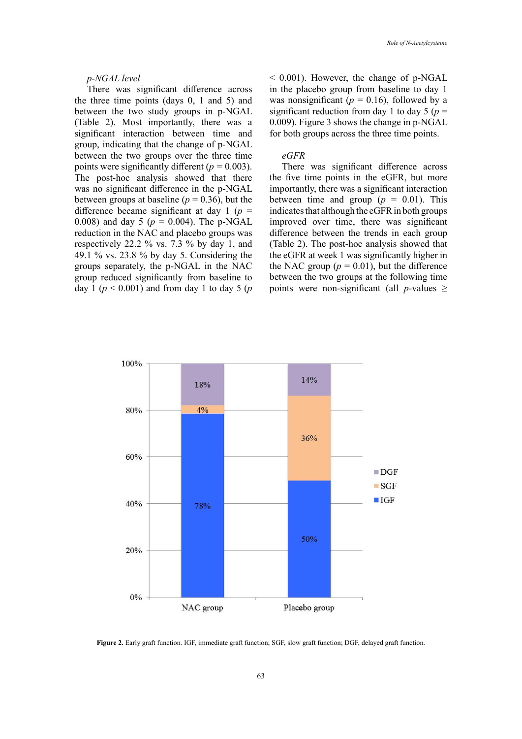*p-NGAL level*

There was significant difference across the three time points (days 0, 1 and 5) and between the two study groups in p-NGAL (Table 2). Most importantly, there was a significant interaction between time and group, indicating that the change of p-NGAL between the two groups over the three time points were significantly different ($p = 0.003$). The post-hoc analysis showed that there was no significant difference in the p-NGAL between groups at baseline ($p = 0.36$), but the difference became significant at day 1 ($p = 0.008$) and day 5 ($p = 0.004$). The p-NGAL reduction in the NAC and placebo groups was respectively 22.2 % vs. 7.3 % by day 1, and 49.1 % vs. 23.8 % by day 5. Considering the groups separately, the p-NGAL in the NAC group reduced significantly from baseline to day 1 ($p < 0.001$) and from day 1 to day 5 ($p < 0.001$). However, the change of p-NGAL in the placebo group from baseline to day 1 was nonsignificant ($p = 0.16$), followed by a significant reduction from day 1 to day 5 ($p = 0.009$). Figure 3 shows the change in p-NGAL for both groups across the three time points.

*eGFR*

There was significant difference across the five time points in the eGFR, but more importantly, there was a significant interaction between time and group ($p = 0.01$). This indicates that although the eGFR in both groups improved over time, there was significant difference between the trends in each group (Table 2). The post-hoc analysis showed that the eGFR at week 1 was significantly higher in the NAC group ($p = 0.01$), but the difference between the two groups at the following time points were non-significant (all $p$-values ≥

**Figure 2.** Early graft function. IGF, immediate graft function; SGF, slow graft function; DGF, delayed graft function.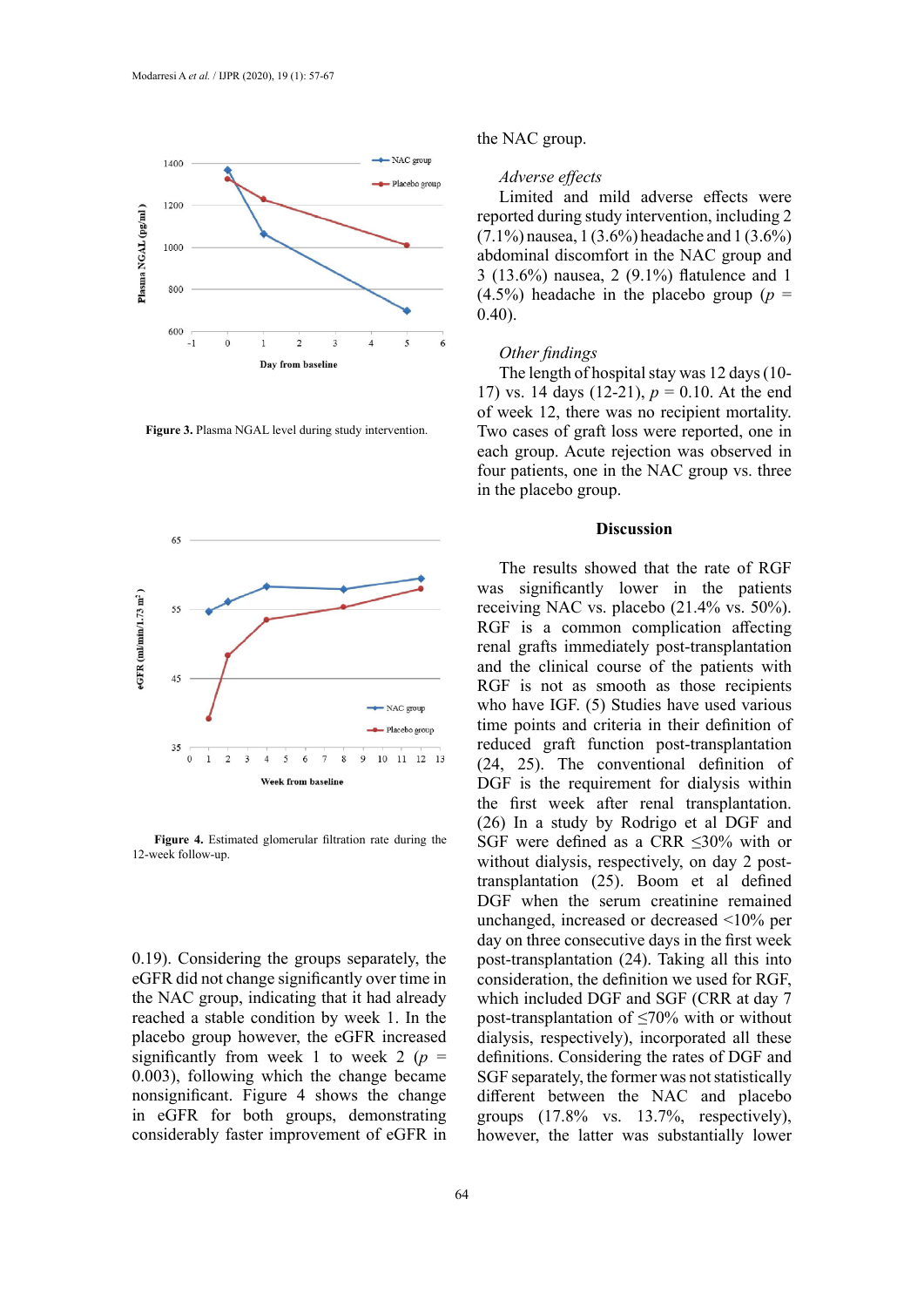Figure 3. Plasma NGAL level during study intervention.

Figure 4. Estimated glomerular filtration rate during the 12-week follow-up.

0.19). Considering the groups separately, the eGFR did not change significantly over time in the NAC group, indicating that it had already reached a stable condition by week 1. In the placebo group however, the eGFR increased significantly from week 1 to week 2 ($p$ = 0.003), following which the change became nonsignificant. Figure 4 shows the change in eGFR for both groups, demonstrating considerably faster improvement of eGFR in the NAC group.

### *Adverse effects*

Limited and mild adverse effects were reported during study intervention, including 2 (7.1%) nausea, 1 (3.6%) headache and 1 (3.6%) abdominal discomfort in the NAC group and 3 (13.6%) nausea, 2 (9.1%) flatulence and 1 (4.5%) headache in the placebo group ($p$ = 0.40).

### *Other findings*

The length of hospital stay was 12 days (10-17) vs. 14 days (12-21), $p$ = 0.10. At the end of week 12, there was no recipient mortality. Two cases of graft loss were reported, one in each group. Acute rejection was observed in four patients, one in the NAC group vs. three in the placebo group.

## Discussion

The results showed that the rate of RGF was significantly lower in the patients receiving NAC vs. placebo (21.4% vs. 50%). RGF is a common complication affecting renal grafts immediately post-transplantation and the clinical course of the patients with RGF is not as smooth as those recipients who have IGF. (5) Studies have used various time points and criteria in their definition of reduced graft function post-transplantation (24, 25). The conventional definition of DGF is the requirement for dialysis within the first week after renal transplantation. (26) In a study by Rodrigo et al DGF and SGF were defined as a CRR ≤30% with or without dialysis, respectively, on day 2 post-transplantation (25). Boom et al defined DGF when the serum creatinine remained unchanged, increased or decreased <10% per day on three consecutive days in the first week post-transplantation (24). Taking all this into consideration, the definition we used for RGF, which included DGF and SGF (CRR at day 7 post-transplantation of ≤70% with or without dialysis, respectively), incorporated all these definitions. Considering the rates of DGF and SGF separately, the former was not statistically different between the NAC and placebo groups (17.8% vs. 13.7%, respectively), however, the latter was substantially lower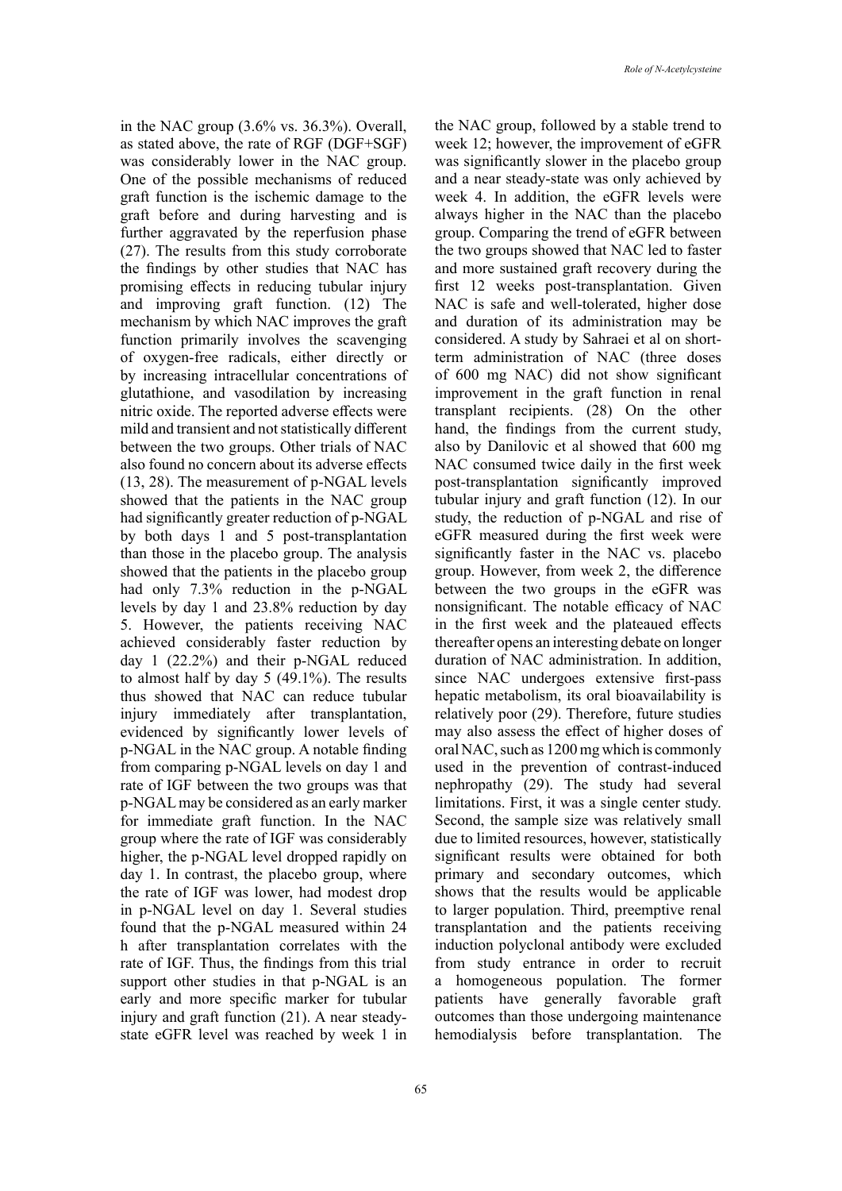in the NAC group (3.6% vs. 36.3%). Overall, as stated above, the rate of RGF (DGF+SGF) was considerably lower in the NAC group. One of the possible mechanisms of reduced graft function is the ischemic damage to the graft before and during harvesting and is further aggravated by the reperfusion phase (27). The results from this study corroborate the findings by other studies that NAC has promising effects in reducing tubular injury and improving graft function. (12) The mechanism by which NAC improves the graft function primarily involves the scavenging of oxygen-free radicals, either directly or by increasing intracellular concentrations of glutathione, and vasodilation by increasing nitric oxide. The reported adverse effects were mild and transient and not statistically different between the two groups. Other trials of NAC also found no concern about its adverse effects (13, 28). The measurement of p-NGAL levels showed that the patients in the NAC group had significantly greater reduction of p-NGAL by both days 1 and 5 post-transplantation than those in the placebo group. The analysis showed that the patients in the placebo group had only 7.3% reduction in the p-NGAL levels by day 1 and 23.8% reduction by day 5. However, the patients receiving NAC achieved considerably faster reduction by day 1 (22.2%) and their p-NGAL reduced to almost half by day 5 (49.1%). The results thus showed that NAC can reduce tubular injury immediately after transplantation, evidenced by significantly lower levels of p-NGAL in the NAC group. A notable finding from comparing p-NGAL levels on day 1 and rate of IGF between the two groups was that p-NGAL may be considered as an early marker for immediate graft function. In the NAC group where the rate of IGF was considerably higher, the p-NGAL level dropped rapidly on day 1. In contrast, the placebo group, where the rate of IGF was lower, had modest drop in p-NGAL level on day 1. Several studies found that the p-NGAL measured within 24 h after transplantation correlates with the rate of IGF. Thus, the findings from this trial support other studies in that p-NGAL is an early and more specific marker for tubular injury and graft function (21). A near steady-state eGFR level was reached by week 1 in the NAC group, followed by a stable trend to week 12; however, the improvement of eGFR was significantly slower in the placebo group and a near steady-state was only achieved by week 4. In addition, the eGFR levels were always higher in the NAC than the placebo group. Comparing the trend of eGFR between the two groups showed that NAC led to faster and more sustained graft recovery during the first 12 weeks post-transplantation. Given NAC is safe and well-tolerated, higher dose and duration of its administration may be considered. A study by Sahraei et al on short-term administration of NAC (three doses of 600 mg NAC) did not show significant improvement in the graft function in renal transplant recipients. (28) On the other hand, the findings from the current study, also by Danilovic et al showed that 600 mg NAC consumed twice daily in the first week post-transplantation significantly improved tubular injury and graft function (12). In our study, the reduction of p-NGAL and rise of eGFR measured during the first week were significantly faster in the NAC vs. placebo group. However, from week 2, the difference between the two groups in the eGFR was nonsignificant. The notable efficacy of NAC in the first week and the plateaued effects thereafter opens an interesting debate on longer duration of NAC administration. In addition, since NAC undergoes extensive first-pass hepatic metabolism, its oral bioavailability is relatively poor (29). Therefore, future studies may also assess the effect of higher doses of oral NAC, such as 1200 mg which is commonly used in the prevention of contrast-induced nephropathy (29). The study had several limitations. First, it was a single center study. Second, the sample size was relatively small due to limited resources, however, statistically significant results were obtained for both primary and secondary outcomes, which shows that the results would be applicable to larger population. Third, preemptive renal transplantation and the patients receiving induction polyclonal antibody were excluded from study entrance in order to recruit a homogeneous population. The former patients have generally favorable graft outcomes than those undergoing maintenance hemodialysis before transplantation. The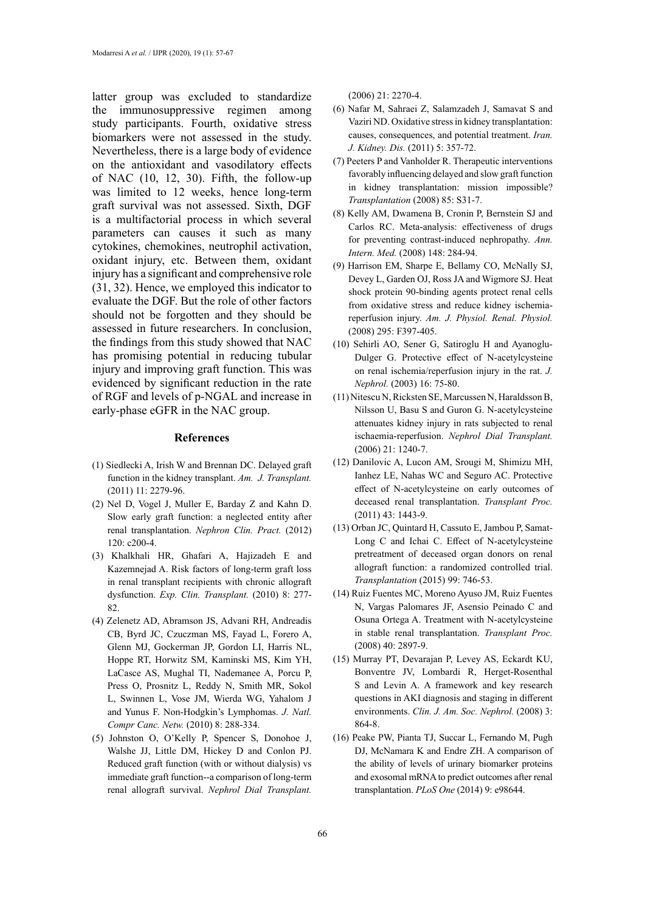latter group was excluded to standardize the immunosuppressive regimen among study participants. Fourth, oxidative stress biomarkers were not assessed in the study. Nevertheless, there is a large body of evidence on the antioxidant and vasodilatory effects of NAC (10, 12, 30). Fifth, the follow-up was limited to 12 weeks, hence long-term graft survival was not assessed. Sixth, DGF is a multifactorial process in which several parameters can causes it such as many cytokines, chemokines, neutrophil activation, oxidant injury, etc. Between them, oxidant injury has a significant and comprehensive role (31, 32). Hence, we employed this indicator to evaluate the DGF. But the role of other factors should not be forgotten and they should be assessed in future researchers. In conclusion, the findings from this study showed that NAC has promising potential in reducing tubular injury and improving graft function. This was evidenced by significant reduction in the rate of RGF and levels of p-NGAL and increase in early-phase eGFR in the NAC group.

## References

(1) Siedlecki A, Irish W and Brennan DC. Delayed graft function in the kidney transplant. *Am. J. Transplant.* (2011) 11: 2279-96.

(2) Nel D, Vogel J, Muller E, Barday Z and Kahn D. Slow early graft function: a neglected entity after renal transplantation. *Nephron Clin. Pract.* (2012) 120: c200-4.

(3) Khalkhali HR, Ghafari A, Hajizadeh E and Kazemnejad A. Risk factors of long-term graft loss in renal transplant recipients with chronic allograft dysfunction. *Exp. Clin. Transplant.* (2010) 8: 277-82.

(4) Zelenetz AD, Abramson JS, Advani RH, Andreadis CB, Byrd JC, Czuczman MS, Fayad L, Forero A, Glenn MJ, Gockerman JP, Gordon LI, Harris NL, Hoppe RT, Horwitz SM, Kaminski MS, Kim YH, LaCasce AS, Mughal TI, Nademanee A, Porcu P, Press O, Prosnitz L, Reddy N, Smith MR, Sokol L, Swinnen L, Vose JM, Wierda WG, Yahalom J and Yunus F. Non-Hodgkin's Lymphomas. *J. Natl. Compr Canc. Netw.* (2010) 8: 288-334.

(5) Johnston O, O'Kelly P, Spencer S, Donohoe J, Walshe JJ, Little DM, Hickey D and Conlon PJ. Reduced graft function (with or without dialysis) vs immediate graft function--a comparison of long-term renal allograft survival. *Nephrol Dial Transplant.* (2006) 21: 2270-4.

(6) Nafar M, Sahraei Z, Salamzadeh J, Samavat S and Vaziri ND. Oxidative stress in kidney transplantation: causes, consequences, and potential treatment. *Iran. J. Kidney. Dis.* (2011) 5: 357-72.

(7) Peeters P and Vanholder R. Therapeutic interventions favorably influencing delayed and slow graft function in kidney transplantation: mission impossible? *Transplantation* (2008) 85: S31-7.

(8) Kelly AM, Dwamena B, Cronin P, Bernstein SJ and Carlos RC. Meta-analysis: effectiveness of drugs for preventing contrast-induced nephropathy. *Ann. Intern. Med.* (2008) 148: 284-94.

(9) Harrison EM, Sharpe E, Bellamy CO, McNally SJ, Devey L, Garden OJ, Ross JA and Wigmore SJ. Heat shock protein 90-binding agents protect renal cells from oxidative stress and reduce kidney ischemia-reperfusion injury. *Am. J. Physiol. Renal. Physiol.* (2008) 295: F397-405.

(10) Sehirli AO, Sener G, Satiroglu H and Ayanoglu-Dulger G. Protective effect of N-acetylcysteine on renal ischemia/reperfusion injury in the rat. *J. Nephrol.* (2003) 16: 75-80.

(11) Nitescu N, Ricksten SE, Marcussen N, Haraldsson B, Nilsson U, Basu S and Guron G. N-acetylcysteine attenuates kidney injury in rats subjected to renal ischaemia-reperfusion. *Nephrol Dial Transplant.* (2006) 21: 1240-7.

(12) Danilovic A, Lucon AM, Srougi M, Shimizu MH, Ianhez LE, Nahas WC and Seguro AC. Protective effect of N-acetylcysteine on early outcomes of deceased renal transplantation. *Transplant Proc.* (2011) 43: 1443-9.

(13) Orban JC, Quintard H, Cassuto E, Jambou P, Samat-Long C and Ichai C. Effect of N-acetylcysteine pretreatment of deceased organ donors on renal allograft function: a randomized controlled trial. *Transplantation* (2015) 99: 746-53.

(14) Ruiz Fuentes MC, Moreno Ayuso JM, Ruiz Fuentes N, Vargas Palomares JF, Asensio Peinado C and Osuna Ortega A. Treatment with N-acetylcysteine in stable renal transplantation. *Transplant Proc.* (2008) 40: 2897-9.

(15) Murray PT, Devarajan P, Levey AS, Eckardt KU, Bonventre JV, Lombardi R, Herget-Rosenthal S and Levin A. A framework and key research questions in AKI diagnosis and staging in different environments. *Clin. J. Am. Soc. Nephrol.* (2008) 3: 864-8.

(16) Peake PW, Pianta TJ, Succar L, Fernando M, Pugh DJ, McNamara K and Endre ZH. A comparison of the ability of levels of urinary biomarker proteins and exosomal mRNA to predict outcomes after renal transplantation. *PLoS One* (2014) 9: e98644.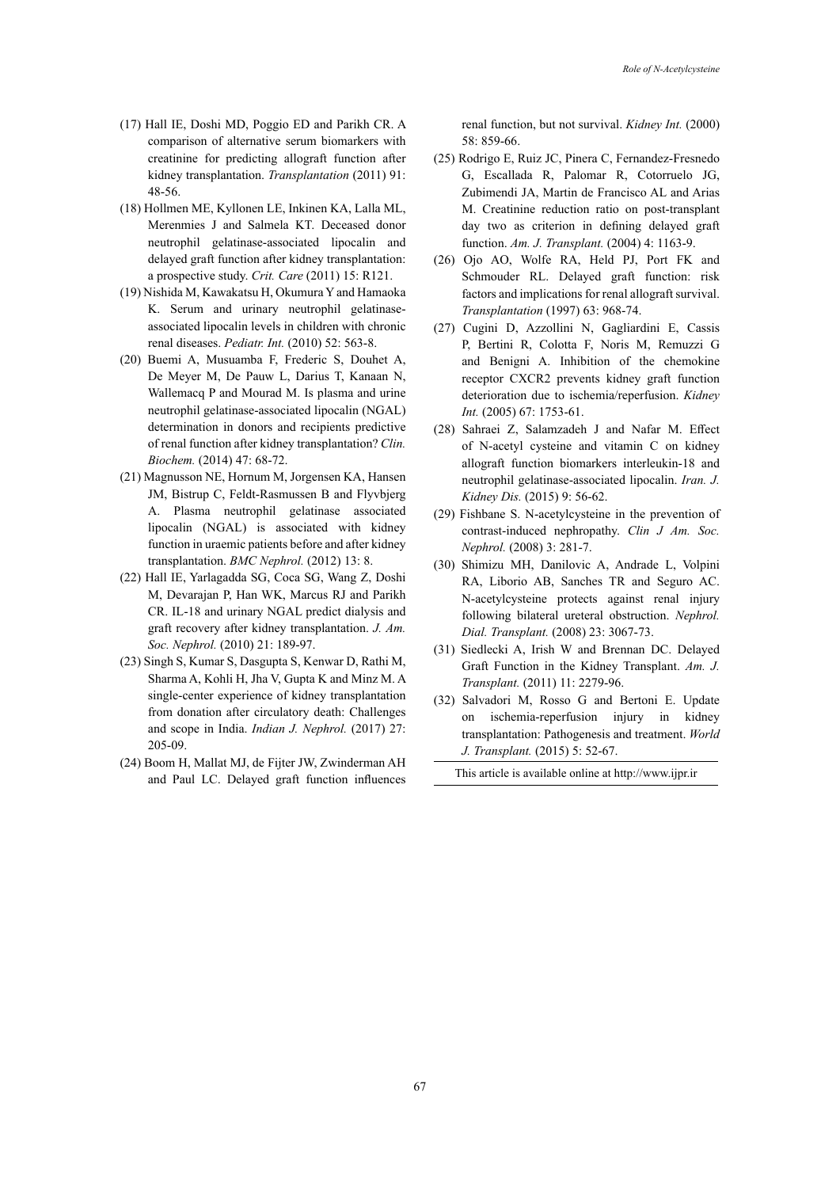(17) Hall IE, Doshi MD, Poggio ED and Parikh CR. A comparison of alternative serum biomarkers with creatinine for predicting allograft function after kidney transplantation. *Transplantation* (2011) 91: 48-56.

(18) Hollmen ME, Kyllonen LE, Inkinen KA, Lalla ML, Merenmies J and Salmela KT. Deceased donor neutrophil gelatinase-associated lipocalin and delayed graft function after kidney transplantation: a prospective study. *Crit. Care* (2011) 15: R121.

(19) Nishida M, Kawakatsu H, Okumura Y and Hamaoka K. Serum and urinary neutrophil gelatinase-associated lipocalin levels in children with chronic renal diseases. *Pediatr. Int.* (2010) 52: 563-8.

(20) Buemi A, Musuamba F, Frederic S, Douhet A, De Meyer M, De Pauw L, Darius T, Kanaan N, Wallemacq P and Mourad M. Is plasma and urine neutrophil gelatinase-associated lipocalin (NGAL) determination in donors and recipients predictive of renal function after kidney transplantation? *Clin. Biochem.* (2014) 47: 68-72.

(21) Magnusson NE, Hornum M, Jorgensen KA, Hansen JM, Bistrup C, Feldt-Rasmussen B and Flyvbjerg A. Plasma neutrophil gelatinase associated lipocalin (NGAL) is associated with kidney function in uraemic patients before and after kidney transplantation. *BMC Nephrol.* (2012) 13: 8.

(22) Hall IE, Yarlagadda SG, Coca SG, Wang Z, Doshi M, Devarajan P, Han WK, Marcus RJ and Parikh CR. IL-18 and urinary NGAL predict dialysis and graft recovery after kidney transplantation. *J. Am. Soc. Nephrol.* (2010) 21: 189-97.

(23) Singh S, Kumar S, Dasgupta S, Kenwar D, Rathi M, Sharma A, Kohli H, Jha V, Gupta K and Minz M. A single-center experience of kidney transplantation from donation after circulatory death: Challenges and scope in India. *Indian J. Nephrol.* (2017) 27: 205-09.

(24) Boom H, Mallat MJ, de Fijter JW, Zwinderman AH and Paul LC. Delayed graft function influences renal function, but not survival. *Kidney Int.* (2000) 58: 859-66.

(25) Rodrigo E, Ruiz JC, Pinera C, Fernandez-Fresnedo G, Escallada R, Palomar R, Cotorruelo JG, Zubimendi JA, Martin de Francisco AL and Arias M. Creatinine reduction ratio on post-transplant day two as criterion in defining delayed graft function. *Am. J. Transplant.* (2004) 4: 1163-9.

(26) Ojo AO, Wolfe RA, Held PJ, Port FK and Schmouder RL. Delayed graft function: risk factors and implications for renal allograft survival. *Transplantation* (1997) 63: 968-74.

(27) Cugini D, Azzollini N, Gagliardini E, Cassis P, Bertini R, Colotta F, Noris M, Remuzzi G and Benigni A. Inhibition of the chemokine receptor CXCR2 prevents kidney graft function deterioration due to ischemia/reperfusion. *Kidney Int.* (2005) 67: 1753-61.

(28) Sahraei Z, Salamzadeh J and Nafar M. Effect of N-acetyl cysteine and vitamin C on kidney allograft function biomarkers interleukin-18 and neutrophil gelatinase-associated lipocalin. *Iran. J. Kidney Dis.* (2015) 9: 56-62.

(29) Fishbane S. N-acetylcysteine in the prevention of contrast-induced nephropathy. *Clin J Am. Soc. Nephrol.* (2008) 3: 281-7.

(30) Shimizu MH, Danilovic A, Andrade L, Volpini RA, Liborio AB, Sanches TR and Seguro AC. N-acetylcysteine protects against renal injury following bilateral ureteral obstruction. *Nephrol. Dial. Transplant.* (2008) 23: 3067-73.

(31) Siedlecki A, Irish W and Brennan DC. Delayed Graft Function in the Kidney Transplant. *Am. J. Transplant.* (2011) 11: 2279-96.

(32) Salvadori M, Rosso G and Bertoni E. Update on ischemia-reperfusion injury in kidney transplantation: Pathogenesis and treatment. *World J. Transplant.* (2015) 5: 52-67.

This article is available online at http://www.ijpr.ir